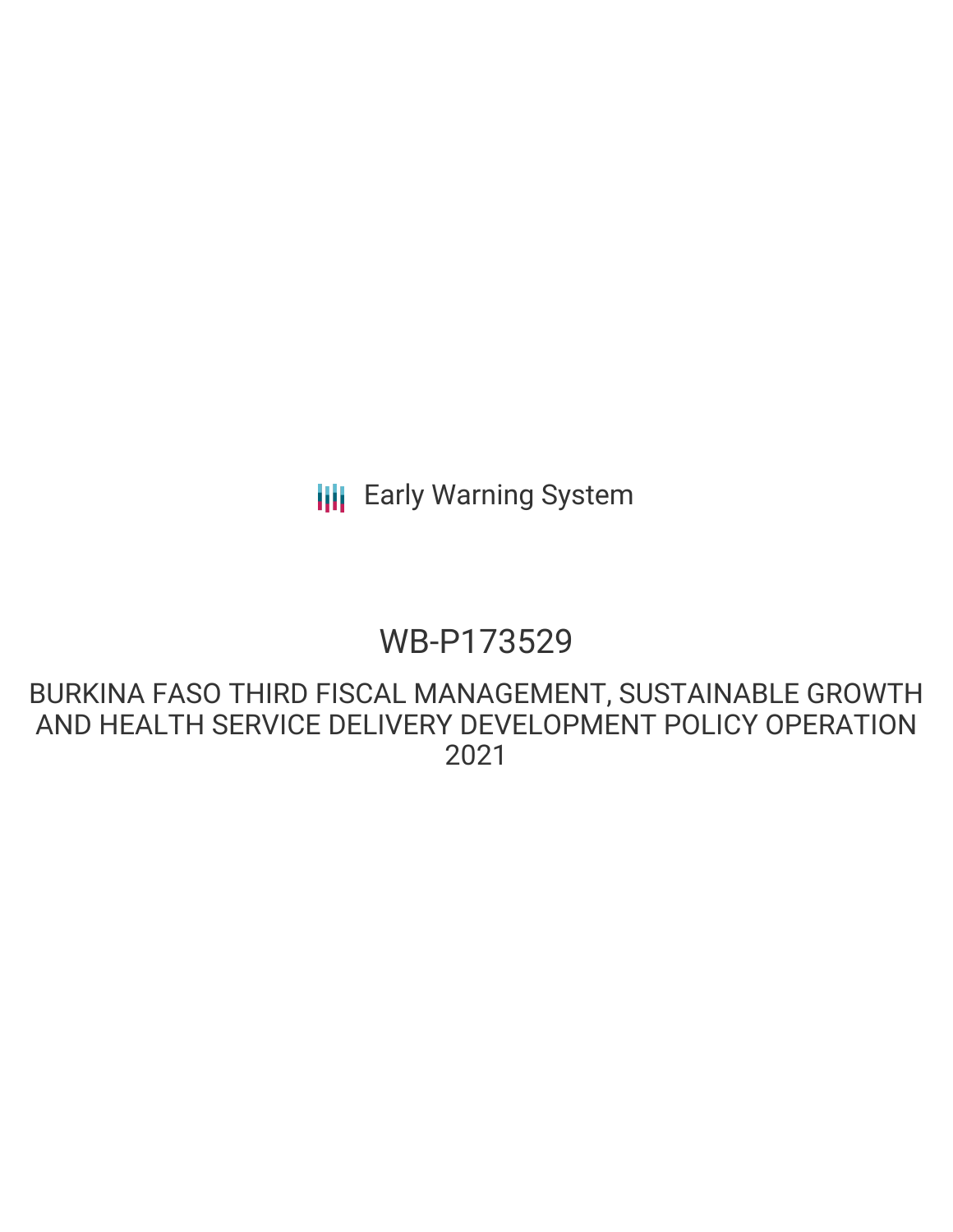Early Warning System

# WB-P173529

## BURKINA FASO THIRD FISCAL MANAGEMENT, SUSTAINABLE GROWTH AND HEALTH SERVICE DELIVERY DEVELOPMENT POLICY OPERATION 2021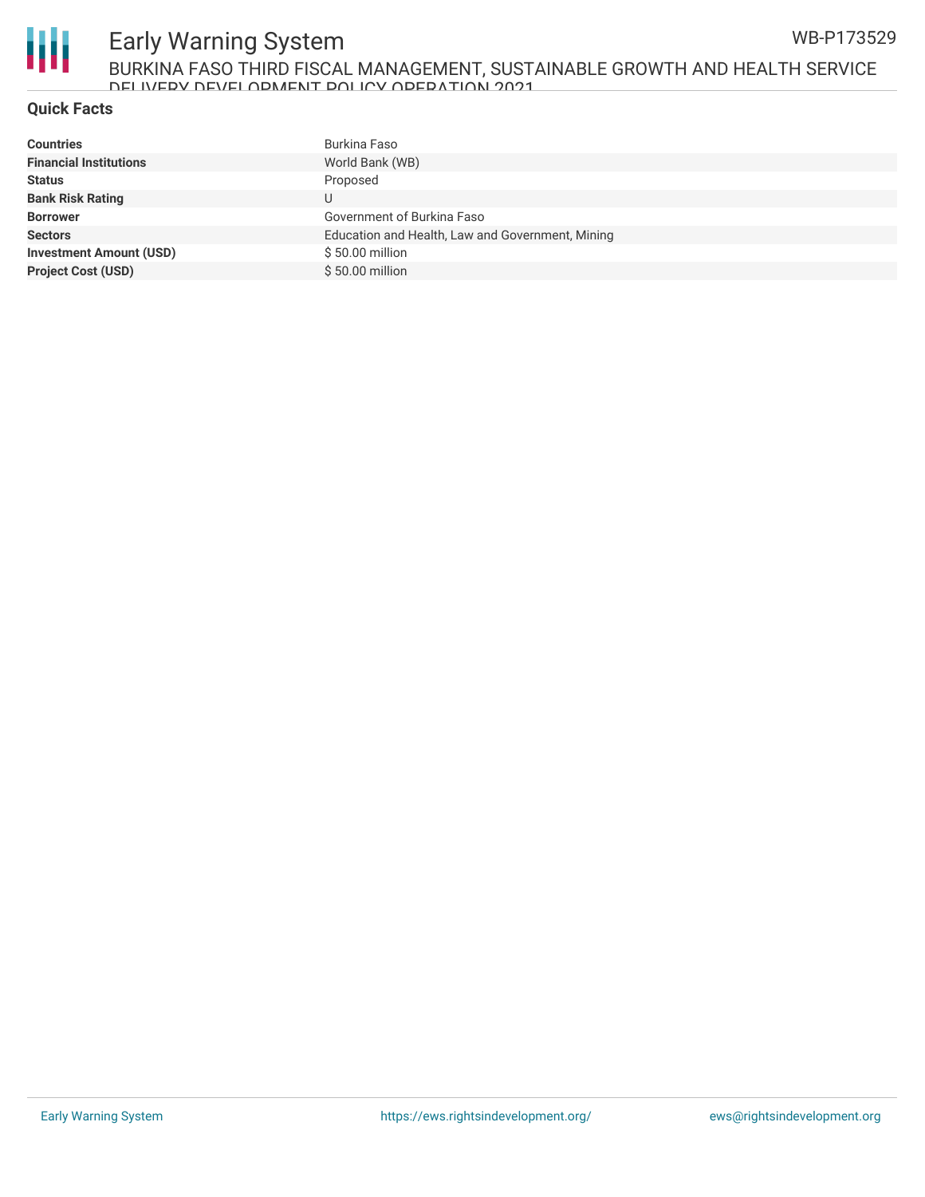## Quick Facts

| | |
|---|---|
| **Countries** | Burkina Faso |
| **Financial Institutions** | World Bank (WB) |
| **Status** | Proposed |
| **Bank Risk Rating** | U |
| **Borrower** | Government of Burkina Faso |
| **Sectors** | Education and Health, Law and Government, Mining |
| **Investment Amount (USD)** | $ 50.00 million |
| **Project Cost (USD)** | $ 50.00 million |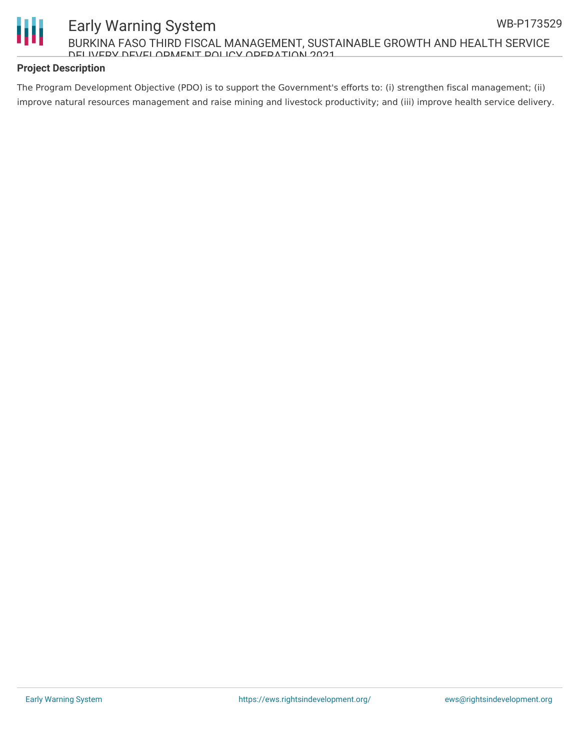## Project Description

The Program Development Objective (PDO) is to support the Government's efforts to: (i) strengthen fiscal management; (ii) improve natural resources management and raise mining and livestock productivity; and (iii) improve health service delivery.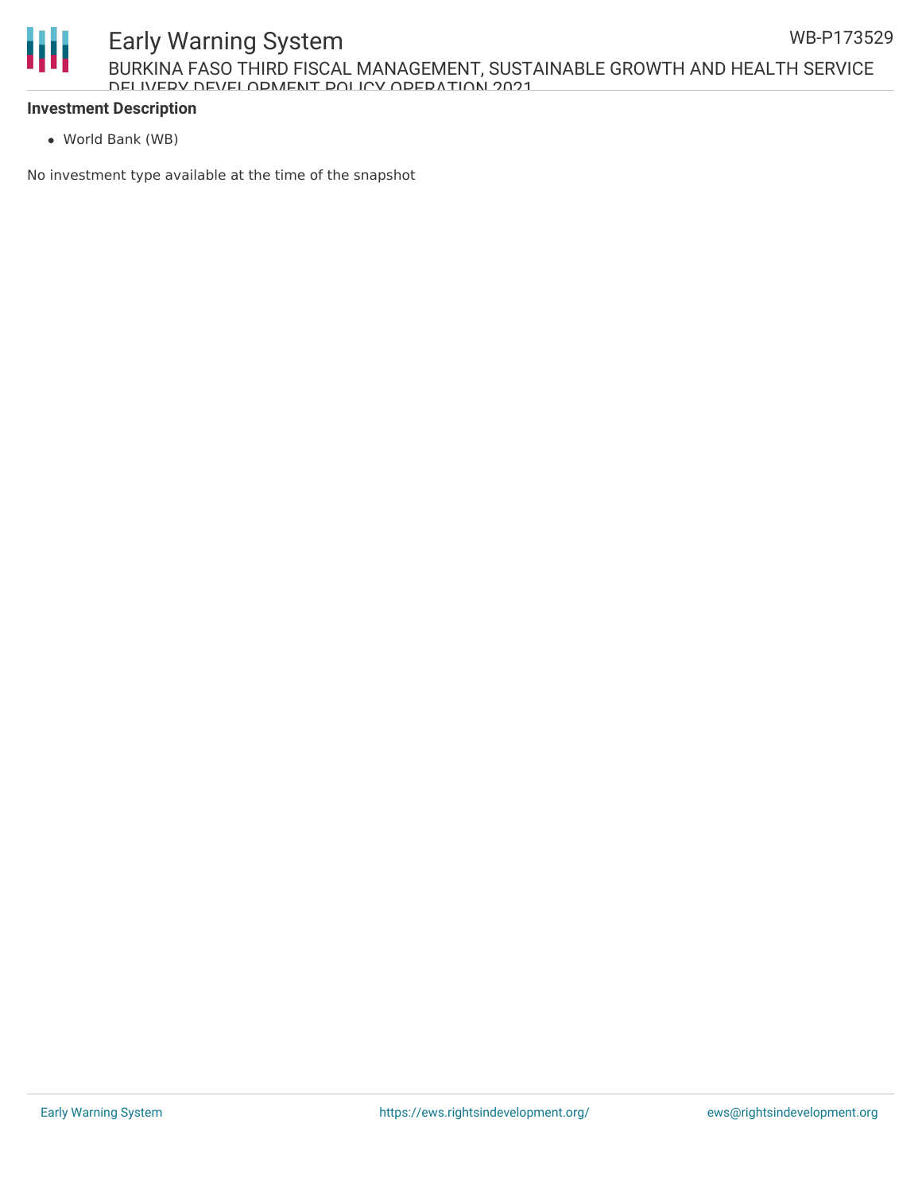**Investment Description**

- World Bank (WB)

No investment type available at the time of the snapshot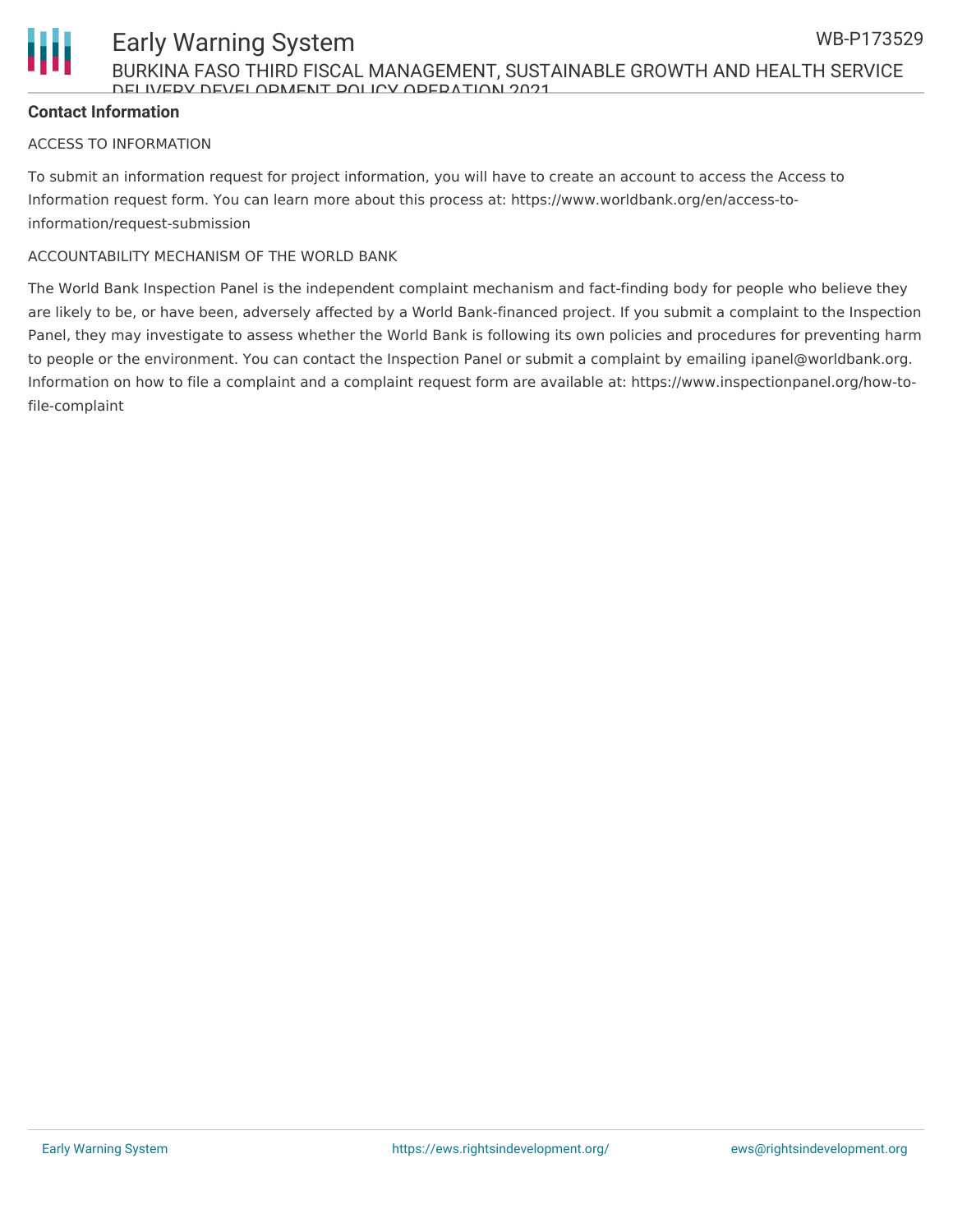**Contact Information**

ACCESS TO INFORMATION

To submit an information request for project information, you will have to create an account to access the Access to Information request form. You can learn more about this process at: https://www.worldbank.org/en/access-to-information/request-submission

ACCOUNTABILITY MECHANISM OF THE WORLD BANK

The World Bank Inspection Panel is the independent complaint mechanism and fact-finding body for people who believe they are likely to be, or have been, adversely affected by a World Bank-financed project. If you submit a complaint to the Inspection Panel, they may investigate to assess whether the World Bank is following its own policies and procedures for preventing harm to people or the environment. You can contact the Inspection Panel or submit a complaint by emailing ipanel@worldbank.org. Information on how to file a complaint and a complaint request form are available at: https://www.inspectionpanel.org/how-to-file-complaint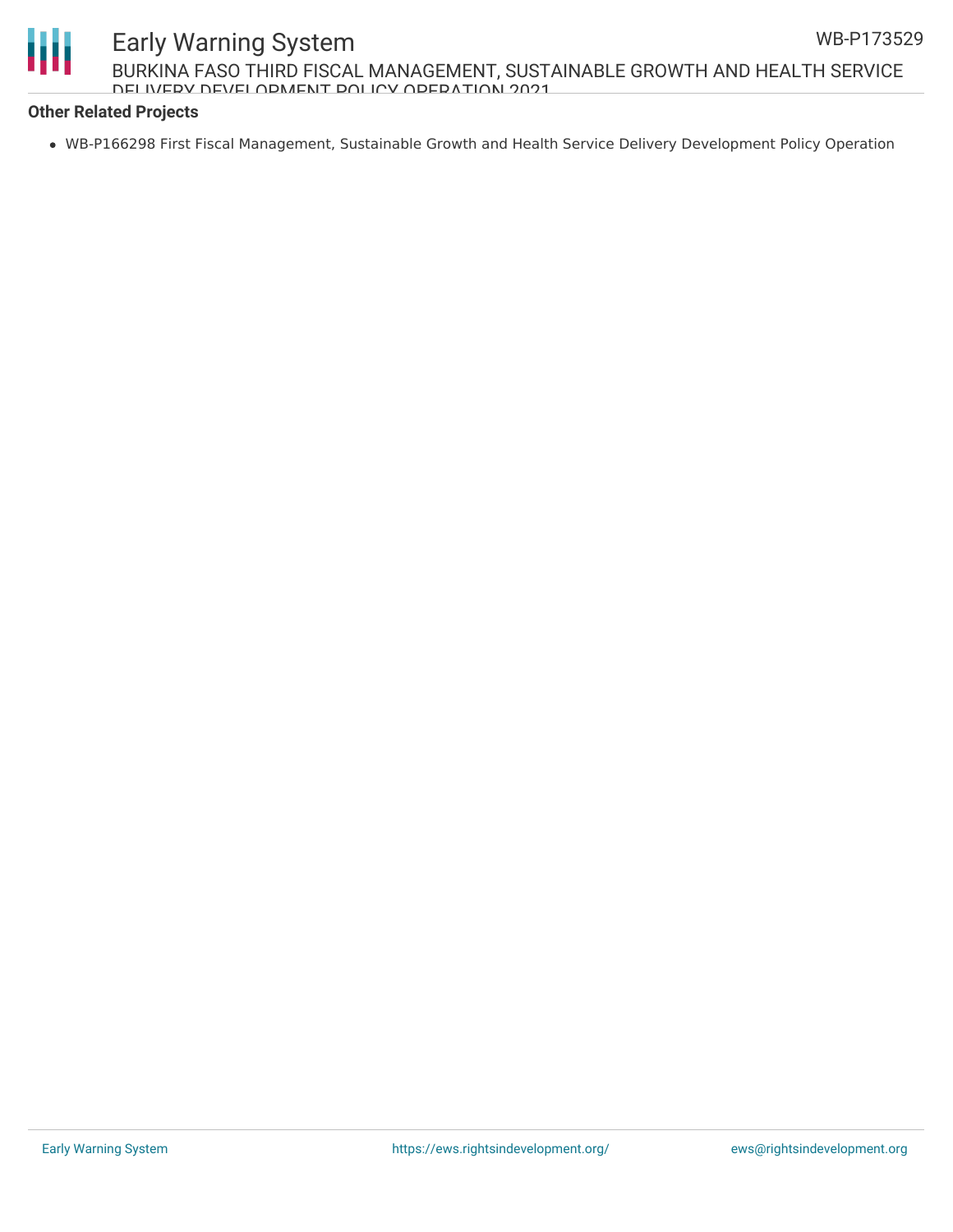**Other Related Projects**

- WB-P166298 First Fiscal Management, Sustainable Growth and Health Service Delivery Development Policy Operation